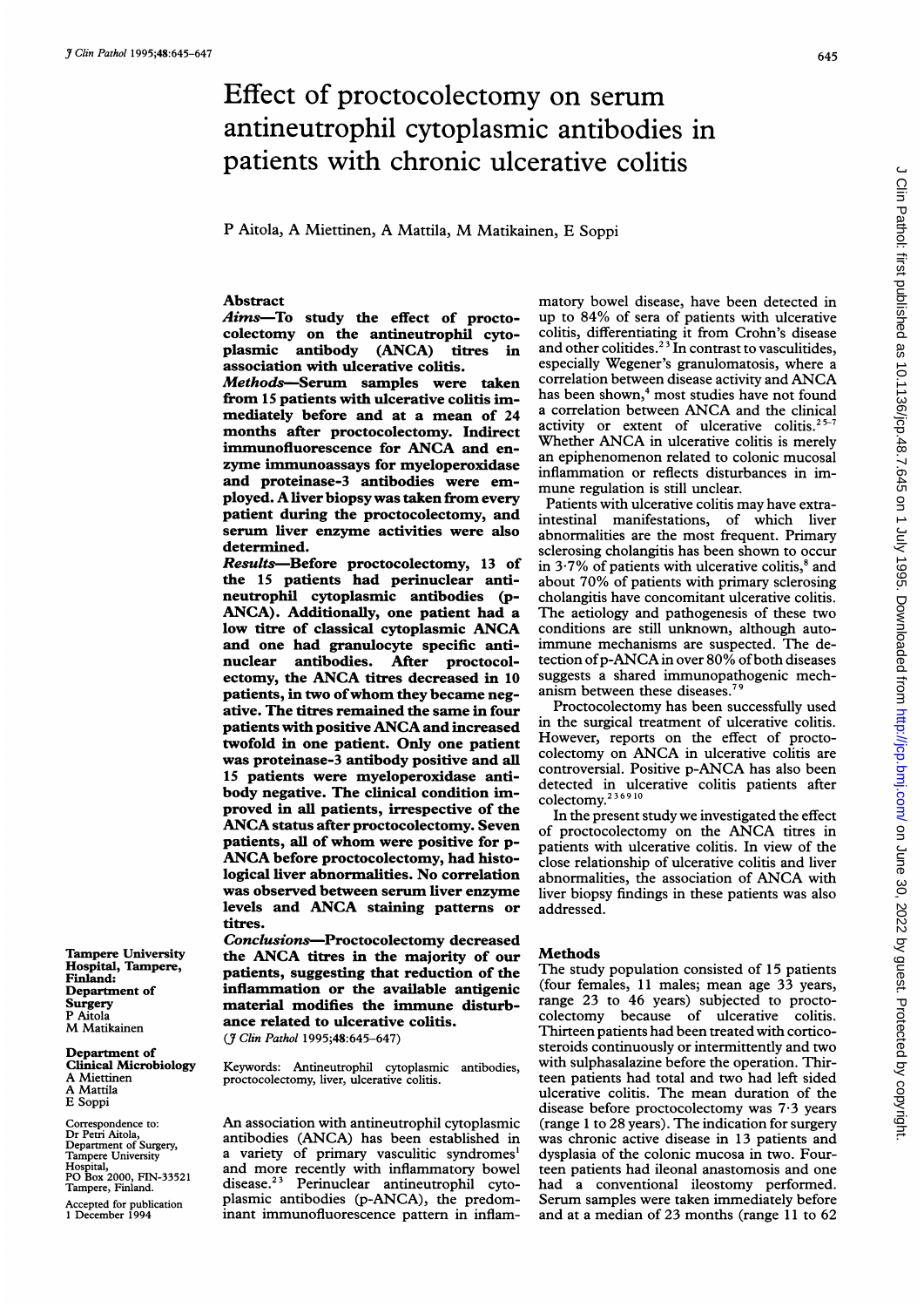# Effect of proctocolectomy on serum antineutrophil cytoplasmic antibodies in patients with chronic ulcerative colitis

P Aitola, A Miettinen, A Mattila, M Matikainen, E Soppi

## Abstract

**Aims**—To study the effect of proctocolectomy on the antineutrophil cytoplasmic antibody (ANCA) titres in association with ulcerative colitis.

**Methods**—Serum samples were taken from 15 patients with ulcerative colitis immediately before and at a mean of 24 months after proctocolectomy. Indirect immunofluorescence for ANCA and enzyme immunoassays for myeloperoxidase and proteinase-3 antibodies were employed. A liver biopsy was taken from every patient during the proctocolectomy, and serum liver enzyme activities were also determined.

**Results**—Before proctocolectomy, 13 of the 15 patients had perinuclear antineutrophil cytoplasmic antibodies (p-ANCA). Additionally, one patient had a low titre of classical cytoplasmic ANCA and one had granulocyte specific antinuclear antibodies. After proctocolectomy, the ANCA titres decreased in 10 patients, in two of whom they became negative. The titres remained the same in four patients with positive ANCA and increased twofold in one patient. Only one patient was proteinase-3 antibody positive and all 15 patients were myeloperoxidase antibody negative. The clinical condition improved in all patients, irrespective of the ANCA status after proctocolectomy. Seven patients, all of whom were positive for p-ANCA before proctocolectomy, had histological liver abnormalities. No correlation was observed between serum liver enzyme levels and ANCA staining patterns or titres.

**Conclusions**—Proctocolectomy decreased the ANCA titres in the majority of our patients, suggesting that reduction of the inflammation or the available antigenic material modifies the immune disturbance related to ulcerative colitis.

(*J Clin Pathol* 1995;48:645–647)

Keywords: Antineutrophil cytoplasmic antibodies, proctocolectomy, liver, ulcerative colitis.

Tampere University Hospital, Tampere, Finland:
Department of Surgery
P Aitola
M Matikainen

Department of Clinical Microbiology
A Miettinen
A Mattila
E Soppi

Correspondence to: Dr Petri Aitola, Department of Surgery, Tampere University Hospital, PO Box 2000, FIN-33521 Tampere, Finland.

Accepted for publication 1 December 1994

An association with antineutrophil cytoplasmic antibodies (ANCA) has been established in a variety of primary vasculitic syndromes[1] and more recently with inflammatory bowel disease.[2,3] Perinuclear antineutrophil cytoplasmic antibodies (p-ANCA), the predominant immunofluorescence pattern in inflammatory bowel disease, have been detected in up to 84% of sera of patients with ulcerative colitis, differentiating it from Crohn's disease and other colitides.[2,3] In contrast to vasculitides, especially Wegener's granulomatosis, where a correlation between disease activity and ANCA has been shown,[4] most studies have not found a correlation between ANCA and the clinical activity or extent of ulcerative colitis.[2,5–7] Whether ANCA in ulcerative colitis is merely an epiphenomenon related to colonic mucosal inflammation or reflects disturbances in immune regulation is still unclear.

Patients with ulcerative colitis may have extraintestinal manifestations, of which liver abnormalities are the most frequent. Primary sclerosing cholangitis has been shown to occur in 3·7% of patients with ulcerative colitis,[8] and about 70% of patients with primary sclerosing cholangitis have concomitant ulcerative colitis. The aetiology and pathogenesis of these two conditions are still unknown, although autoimmune mechanisms are suspected. The detection of p-ANCA in over 80% of both diseases suggests a shared immunopathogenic mechanism between these diseases.[7,9]

Proctocolectomy has been successfully used in the surgical treatment of ulcerative colitis. However, reports on the effect of proctocolectomy on ANCA in ulcerative colitis are controversial. Positive p-ANCA has also been detected in ulcerative colitis patients after colectomy.[2,3,6,9,10]

In the present study we investigated the effect of proctocolectomy on the ANCA titres in patients with ulcerative colitis. In view of the close relationship of ulcerative colitis and liver abnormalities, the association of ANCA with liver biopsy findings in these patients was also addressed.

## Methods

The study population consisted of 15 patients (four females, 11 males; mean age 33 years, range 23 to 46 years) subjected to proctocolectomy because of ulcerative colitis. Thirteen patients had been treated with corticosteroids continuously or intermittently and two with sulphasalazine before the operation. Thirteen patients had total and two had left sided ulcerative colitis. The mean duration of the disease before proctocolectomy was 7·3 years (range 1 to 28 years). The indication for surgery was chronic active disease in 13 patients and dysplasia of the colonic mucosa in two. Fourteen patients had ileonal anastomosis and one had a conventional ileostomy performed. Serum samples were taken immediately before and at a median of 23 months (range 11 to 62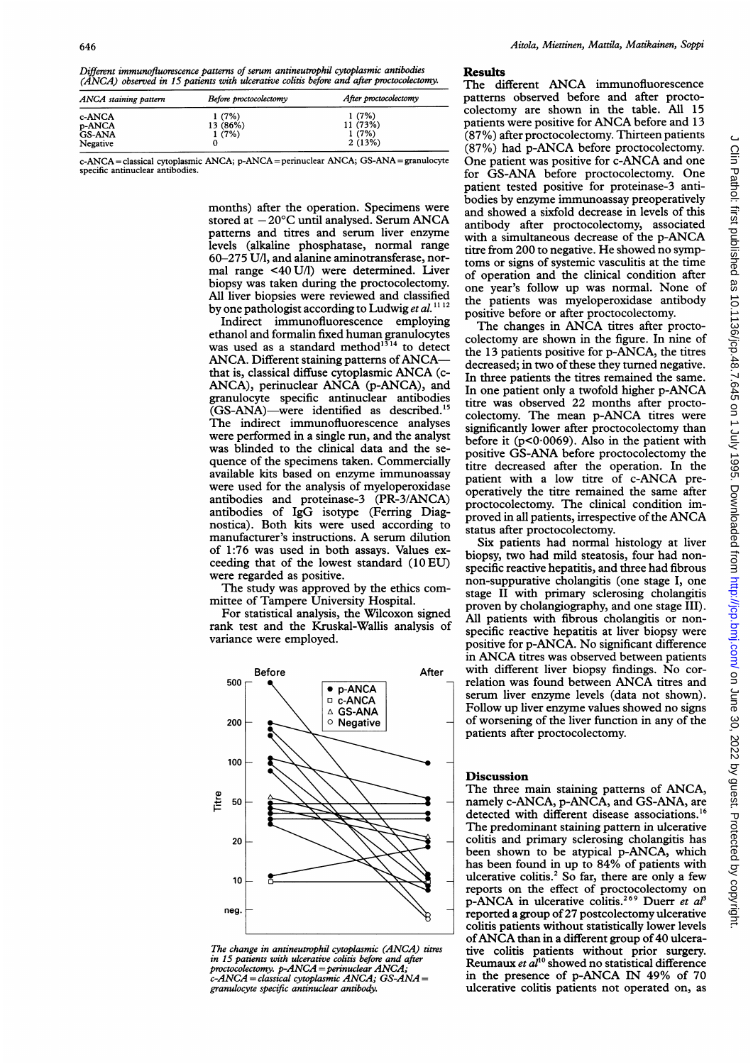*Different immunofluorescence patterns of serum antineutrophil cytoplasmic antibodies (ANCA) observed in 15 patients with ulcerative colitis before and after proctocolectomy.*

| ANCA staining pattern | Before proctocolectomy | After proctocolectomy |
|---|---|---|
| c-ANCA | 1 (7%) | 1 (7%) |
| p-ANCA | 13 (86%) | 11 (73%) |
| GS-ANA | 1 (7%) | 1 (7%) |
| Negative | 0 | 2 (13%) |

c-ANCA = classical cytoplasmic ANCA; p-ANCA = perinuclear ANCA; GS-ANA = granulocyte specific antinuclear antibodies.

months) after the operation. Specimens were stored at −20°C until analysed. Serum ANCA patterns and titres and serum liver enzyme levels (alkaline phosphatase, normal range 60–275 U/l, and alanine aminotransferase, normal range <40 U/l) were determined. Liver biopsy was taken during the proctocolectomy. All liver biopsies were reviewed and classified by one pathologist according to Ludwig *et al*.[11 12]

Indirect immunofluorescence employing ethanol and formalin fixed human granulocytes was used as a standard method[13 14] to detect ANCA. Different staining patterns of ANCA—that is, classical diffuse cytoplasmic ANCA (c-ANCA), perinuclear ANCA (p-ANCA), and granulocyte specific antinuclear antibodies (GS-ANA)—were identified as described.[15] The indirect immunofluorescence analyses were performed in a single run, and the analyst was blinded to the clinical data and the sequence of the specimens taken. Commercially available kits based on enzyme immunoassay were used for the analysis of myeloperoxidase antibodies and proteinase-3 (PR-3/ANCA) antibodies of IgG isotype (Ferring Diagnostica). Both kits were used according to manufacturer's instructions. A serum dilution of 1:76 was used in both assays. Values exceeding that of the lowest standard (10 EU) were regarded as positive.

The study was approved by the ethics committee of Tampere University Hospital.

For statistical analysis, the Wilcoxon signed rank test and the Kruskal-Wallis analysis of variance were employed.

*The change in antineutrophil cytoplasmic (ANCA) titres in 15 patients with ulcerative colitis before and after proctocolectomy. p-ANCA = perinuclear ANCA; c-ANCA = classical cytoplasmic ANCA; GS-ANA = granulocyte specific antinuclear antibody.*

## Results

The different ANCA immunofluorescence patterns observed before and after proctocolectomy are shown in the table. All 15 patients were positive for ANCA before and 13 (87%) after proctocolectomy. Thirteen patients (87%) had p-ANCA before proctocolectomy. One patient was positive for c-ANCA and one for GS-ANA before proctocolectomy. One patient tested positive for proteinase-3 antibodies by enzyme immunoassay preoperatively and showed a sixfold decrease in levels of this antibody after proctocolectomy, associated with a simultaneous decrease of the p-ANCA titre from 200 to negative. He showed no symptoms or signs of systemic vasculitis at the time of operation and the clinical condition after one year's follow up was normal. None of the patients was myeloperoxidase antibody positive before or after proctocolectomy.

The changes in ANCA titres after proctocolectomy are shown in the figure. In nine of the 13 patients positive for p-ANCA, the titres decreased; in two of these they turned negative. In three patients the titres remained the same. In one patient only a twofold higher p-ANCA titre was observed 22 months after proctocolectomy. The mean p-ANCA titres were significantly lower after proctocolectomy than before it ($p<0.0069$). Also in the patient with positive GS-ANA before proctocolectomy the titre decreased after the operation. In the patient with a low titre of c-ANCA preoperatively the titre remained the same after proctocolectomy. The clinical condition improved in all patients, irrespective of the ANCA status after proctocolectomy.

Six patients had normal histology at liver biopsy, two had mild steatosis, four had nonspecific reactive hepatitis, and three had fibrous non-suppurative cholangitis (one stage I, one stage II with primary sclerosing cholangitis proven by cholangiography, and one stage III). All patients with fibrous cholangitis or nonspecific reactive hepatitis at liver biopsy were positive for p-ANCA. No significant difference in ANCA titres was observed between patients with different liver biopsy findings. No correlation was found between ANCA titres and serum liver enzyme levels (data not shown). Follow up liver enzyme values showed no signs of worsening of the liver function in any of the patients after proctocolectomy.

## Discussion

The three main staining patterns of ANCA, namely c-ANCA, p-ANCA, and GS-ANA, are detected with different disease associations.[16] The predominant staining pattern in ulcerative colitis and primary sclerosing cholangitis has been shown to be atypical p-ANCA, which has been found in up to 84% of patients with ulcerative colitis.[2] So far, there are only a few reports on the effect of proctocolectomy on p-ANCA in ulcerative colitis.[2 6 9] Duerr *et al*[9] reported a group of 27 postcolectomy ulcerative colitis patients without statistically lower levels of ANCA than in a different group of 40 ulcerative colitis patients without prior surgery. Reumaux *et al*[10] showed no statistical difference in the presence of p-ANCA IN 49% of 70 ulcerative colitis patients not operated on, as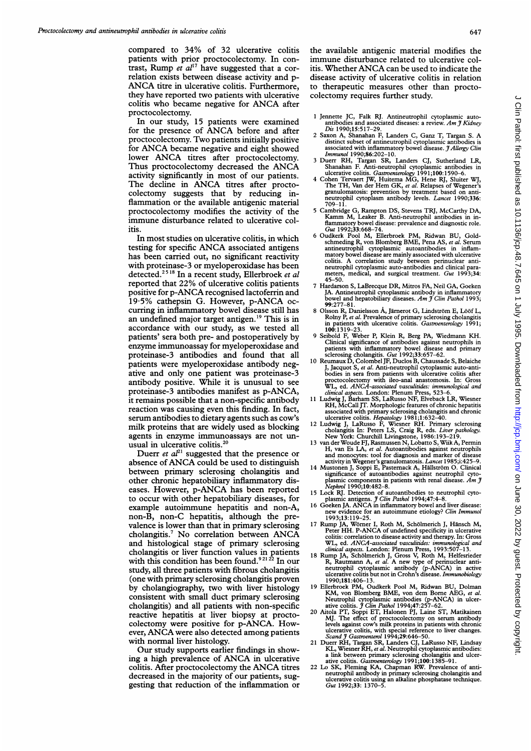compared to 34% of 32 ulcerative colitis patients with prior proctocolectomy. In contrast, Rump *et al*[17] have suggested that a correlation exists between disease activity and p-ANCA titre in ulcerative colitis. Furthermore, they have reported two patients with ulcerative colitis who became negative for ANCA after proctocolectomy.

In our study, 15 patients were examined for the presence of ANCA before and after proctocolectomy. Two patients initially positive for ANCA became negative and eight showed lower ANCA titres after proctocolectomy. Thus proctocolectomy decreased the ANCA activity significantly in most of our patients. The decline in ANCA titres after proctocolectomy suggests that by reducing inflammation or the available antigenic material proctocolectomy modifies the activity of the immune disturbance related to ulcerative colitis.

In most studies on ulcerative colitis, in which testing for specific ANCA associated antigens has been carried out, no significant reactivity with proteinase-3 or myeloperoxidase has been detected.[2 5 18] In a recent study, Ellerbroek *et al* reported that 22% of ulcerative colitis patients positive for p-ANCA recognised lactoferrin and 19·5% cathepsin G. However, p-ANCA occurring in inflammatory bowel disease still has an undefined major target antigen.[19] This is in accordance with our study, as we tested all patients' sera both pre- and postoperatively by enzyme immunoassay for myeloperoxidase and proteinase-3 antibodies and found that all patients were myeloperoxidase antibody negative and only one patient was proteinase-3 antibody positive. While it is unusual to see proteinase-3 antibodies manifest as p-ANCA, it remains possible that a non-specific antibody reaction was causing even this finding. In fact, serum antibodies to dietary agents such as cow's milk proteins that are widely used as blocking agents in enzyme immunoassays are not unusual in ulcerative colitis.[20]

Duerr *et al*[21] suggested that the presence or absence of ANCA could be used to distinguish between primary sclerosing cholangitis and other chronic hepatobiliary inflammatory diseases. However, p-ANCA has been reported to occur with other hepatobiliary diseases, for example autoimmune hepatitis and non-A, non-B, non-C hepatitis, although the prevalence is lower than that in primary sclerosing cholangitis.[7] No correlation between ANCA and histological stage of primary sclerosing cholangitis or liver function values in patients with this condition has been found.[9 21 22] In our study, all three patients with fibrous cholangitis (one with primary sclerosing cholangitis proven by cholangiography, two with liver histology consistent with small duct primary sclerosing cholangitis) and all patients with non-specific reactive hepatitis at liver biopsy at proctocolectomy were positive for p-ANCA. However, ANCA were also detected among patients with normal liver histology.

Our study supports earlier findings in showing a high prevalence of ANCA in ulcerative colitis. After proctocolectomy the ANCA titres decreased in the majority of our patients, suggesting that reduction of the inflammation or the available antigenic material modifies the immune disturbance related to ulcerative colitis. Whether ANCA can be used to indicate the disease activity of ulcerative colitis in relation to therapeutic measures other than proctocolectomy requires further study.

1. Jennette JC, Falk RJ. Antineutrophil cytoplasmic autoantibodies and associated diseases: a review. *Am J Kidney Dis* 1990;**15**:517–29.
2. Saxon A, Shanahan F, Landers C, Ganz T, Targan S. A distinct subset of antineutrophil cytoplasmic antibodies is associated with inflammatory bowel disease. *J Allergy Clin Immunol* 1990;**86**:202–10.
3. Duerr RH, Targan SR, Landers CJ, Sutherland LR, Shanahan F. Anti-neutrophil cytoplasmic antibodies in ulcerative colitis. *Gastroenterology* 1991;**100**:1590–6.
4. Cohen Tervaert JW, Huitema MG, Hene RJ, Sluiter WJ, The TH, Van der Hem GK, *et al*. Relapses of Wegener's granulomatosis: prevention by treatment based on antineutrophil cytoplasm antibody levels. *Lancet* 1990;**336**:709–11.
5. Cambridge G, Rampton DS, Stevens TRJ, McCarthy DA, Kamm M, Leaker B. Anti-neutrophil antibodies in inflammatory bowel disease: prevalence and diagnostic role. *Gut* 1992;**33**:668–74.
6. Oudkerk Pool M, Ellerbroek PM, Ridwan BU, Goldschmeding R, von Blomberg BME, Pena AS, *et al*. Serum antineutrophil cytoplasmic autoantibodies in inflammatory bowel disease are mainly associated with ulcerative colitis. A correlation study between perinuclear antineutrophil cytoplasmic auto-antibodies and clinical parameters, medical, and surgical treatment. *Gut* 1993;**34**:45–50.
7. Hardarson S, LaBrecque DR, Mitros FA, Neil GA, Goeken JA. Antineutrophil cytoplasmic antibody in inflammatory bowel and hepatobiliary diseases. *Am J Clin Pathol* 1993;**99**:277–81.
8. Olsson R, Danielsson Å, Järnerot G, Lindström E, Lööf L, Rolny P, *et al*. Prevalence of primary sclerosing cholangitis in patients with ulcerative colitis. *Gastroenterology* 1991;**100**:1319–23.
9. Seibold F, Weber P, Klein R, Berg PA, Wiedmann KH. Clinical significance of antibodies against neutrophils in patients with inflammatory bowel disease and primary sclerosing cholangitis. *Gut* 1992;**33**:657–62.
10. Reumaux D, Colombel JF, Duclos B, Chaussade S, Belaiche J, Jacquot S, *et al*. Anti-neutrophil cytoplasmic auto-antibodies in sera from patients with ulcerative colitis after proctocolectomy with ileo-anal anastomosis. In: Gross WL, ed. *ANCA-associated vasculitides: immunological and clinical aspects.* London: Plenum Press, 523–6.
11. Ludwig J, Barham SS, LaRusso NF, Elveback LR, Wiesner RH, McCall JT. Morphologic features of chronic hepatitis associated with primary sclerosing cholangitis and chronic ulcerative colitis. *Hepatology* 1981;**1**:632–40.
12. Ludwig J, LaRusso F, Wiesner RH. Primary sclerosing cholangitis In: Peters LS, Craig R, eds. *Liver pathology.* New York: Churchill Livingstone, 1986:193–219.
13. van der Woude FJ, Rasmussen N, Lobatto S, Wiik A, Permin H, van Es LA, *et al*. Autoantibodies against neutrophils and monocytes: tool for diagnosis and marker of disease activity in Wegener's granulomatosis. *Lancet* 1985;**i**:425–9.
14. Mustonen J, Soppi E, Pasternack A, Hällström O. Clinical significance of autoantibodies against neutrophil cytoplasmic components in patients with renal disease. *Am J Nephrol* 1990;**10**:482–8.
15. Lock RJ. Detection of autoantibodies to neutrophil cytoplasmic antigens. *J Clin Pathol* 1994;**47**:4–8.
16. Goeken JA. ANCA in inflammatory bowel and liver disease: new evidence for an autoimmune etiology? *Clin Immunol* 1993;**13**:119–25.
17. Rump JA, Wörner I, Roth M, Schölmerich J, Hänsch M, Peter HH. P-ANCA of undefined specificity in ulcerative colitis: correlation to disease activity and therapy. In: Gross WL, ed. *ANCA-associated vasculitides: immunological and clinical aspects.* London: Plenum Press, 1993:507–13.
18. Rump JA, Schölmerich J, Gross V, Roth M, Helfesrieder R, Rautmann A, *et al*. A new type of perinuclear anti-neutrophil cytoplasmic antibody (p-ANCA) in active ulcerative colitis but not in Crohn's disease. *Immunobiology* 1990;**181**:406–13.
19. Ellerbroek PM, Oudkerk Pool M, Ridwan BU, Dolman KM, von Blomberg BME, von dem Borne AEG, *et al*. Neutrophil cytoplasmic antibodies (p-ANCA) in ulcerative colitis. *J Clin Pathol* 1994;**47**:257–62.
20. Aitola PT, Soppi ET, Halonen PJ, Laine ST, Matikainen MJ. The effect of proctocolectomy on serum antibody levels against cow's milk proteins in patients with chronic ulcerative colitis, with special reference to liver changes. *Scand J Gastroenterol* 1994;**29**:646–50.
21. Duerr RH, Targan SR, Landers CJ, LaRusso NF, Lindsay KL, Wiesner RH, *et al*. Neutrophil cytoplasmic antibodies: a link between primary sclerosing cholangitis and ulcerative colitis. *Gastroenterology* 1991;**100**:1385–91.
22. Lo SK, Fleming KA, Chapman RW. Prevalence of anti-neutrophil antibody in primary sclerosing cholangitis and ulcerative colitis using an alkaline phosphatase technique. *Gut* 1992;**33**: 1370–5.